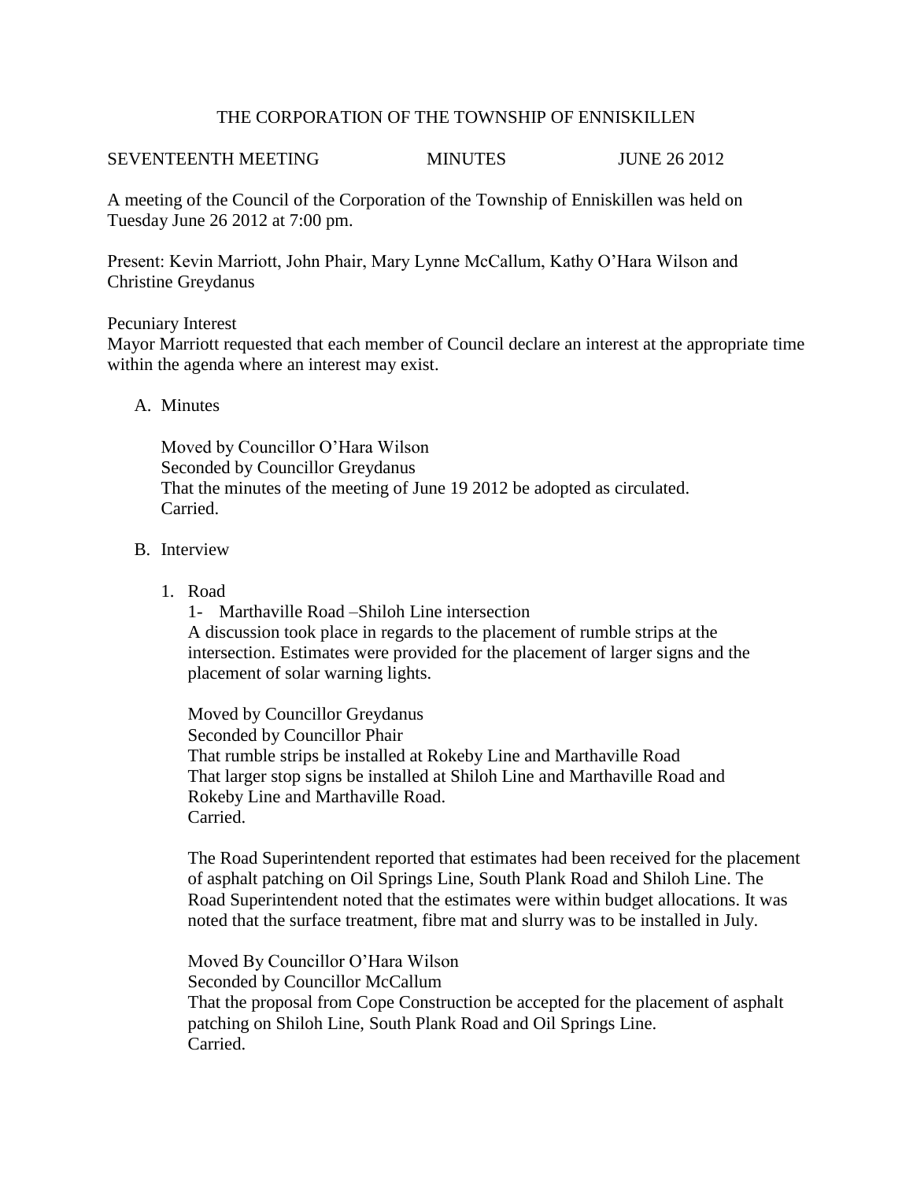THE CORPORATION OF THE TOWNSHIP OF ENNISKILLEN

SEVENTEENTH MEETING MINUTES JUNE 26 2012

A meeting of the Council of the Corporation of the Township of Enniskillen was held on Tuesday June 26 2012 at 7:00 pm.

Present: Kevin Marriott, John Phair, Mary Lynne McCallum, Kathy O'Hara Wilson and Christine Greydanus

Pecuniary Interest
Mayor Marriott requested that each member of Council declare an interest at the appropriate time within the agenda where an interest may exist.

A. Minutes

   Moved by Councillor O'Hara Wilson
   Seconded by Councillor Greydanus
   That the minutes of the meeting of June 19 2012 be adopted as circulated.
   Carried.

B. Interview

   1. Road

      1- Marthaville Road –Shiloh Line intersection
      A discussion took place in regards to the placement of rumble strips at the intersection. Estimates were provided for the placement of larger signs and the placement of solar warning lights.

      Moved by Councillor Greydanus
      Seconded by Councillor Phair
      That rumble strips be installed at Rokeby Line and Marthaville Road
      That larger stop signs be installed at Shiloh Line and Marthaville Road and Rokeby Line and Marthaville Road.
      Carried.

      The Road Superintendent reported that estimates had been received for the placement of asphalt patching on Oil Springs Line, South Plank Road and Shiloh Line. The Road Superintendent noted that the estimates were within budget allocations. It was noted that the surface treatment, fibre mat and slurry was to be installed in July.

      Moved By Councillor O'Hara Wilson
      Seconded by Councillor McCallum
      That the proposal from Cope Construction be accepted for the placement of asphalt patching on Shiloh Line, South Plank Road and Oil Springs Line.
      Carried.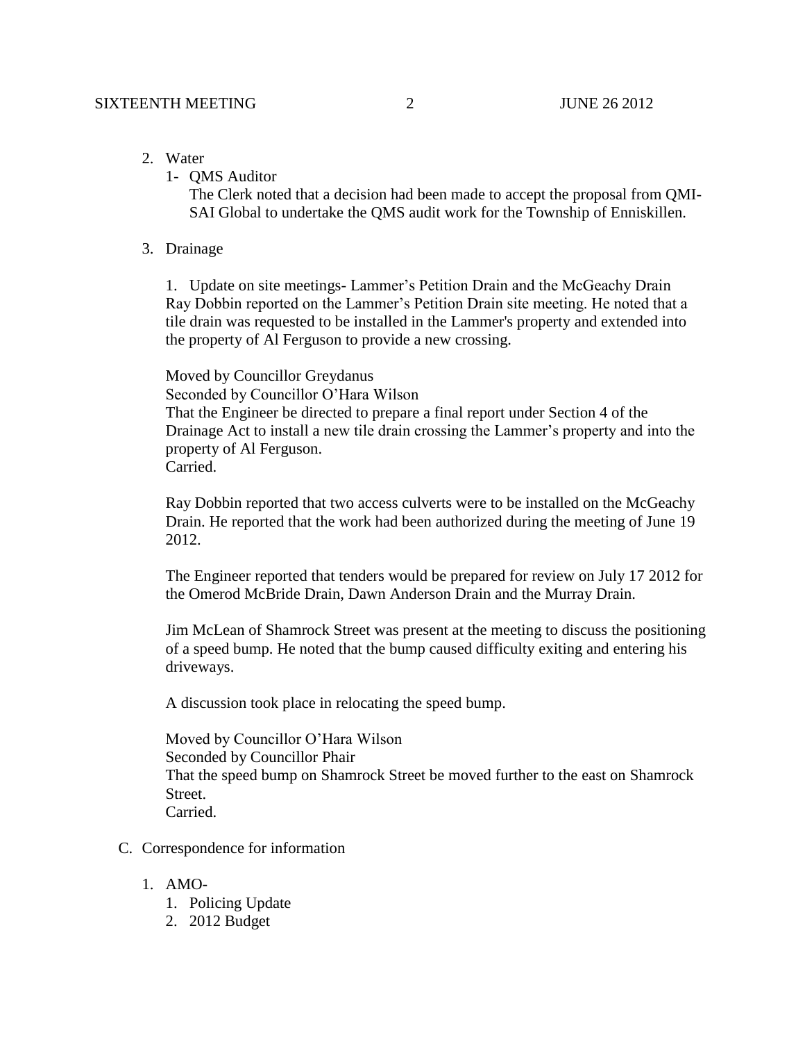2. Water
   1- QMS Auditor
   The Clerk noted that a decision had been made to accept the proposal from QMI-SAI Global to undertake the QMS audit work for the Township of Enniskillen.

3. Drainage

   1. Update on site meetings- Lammer's Petition Drain and the McGeachy Drain
   Ray Dobbin reported on the Lammer's Petition Drain site meeting. He noted that a tile drain was requested to be installed in the Lammer's property and extended into the property of Al Ferguson to provide a new crossing.

   Moved by Councillor Greydanus
   Seconded by Councillor O'Hara Wilson
   That the Engineer be directed to prepare a final report under Section 4 of the Drainage Act to install a new tile drain crossing the Lammer's property and into the property of Al Ferguson.
   Carried.

   Ray Dobbin reported that two access culverts were to be installed on the McGeachy Drain. He reported that the work had been authorized during the meeting of June 19 2012.

   The Engineer reported that tenders would be prepared for review on July 17 2012 for the Omerod McBride Drain, Dawn Anderson Drain and the Murray Drain.

   Jim McLean of Shamrock Street was present at the meeting to discuss the positioning of a speed bump. He noted that the bump caused difficulty exiting and entering his driveways.

   A discussion took place in relocating the speed bump.

   Moved by Councillor O'Hara Wilson
   Seconded by Councillor Phair
   That the speed bump on Shamrock Street be moved further to the east on Shamrock Street.
   Carried.

C. Correspondence for information

1. AMO-
   1. Policing Update
   2. 2012 Budget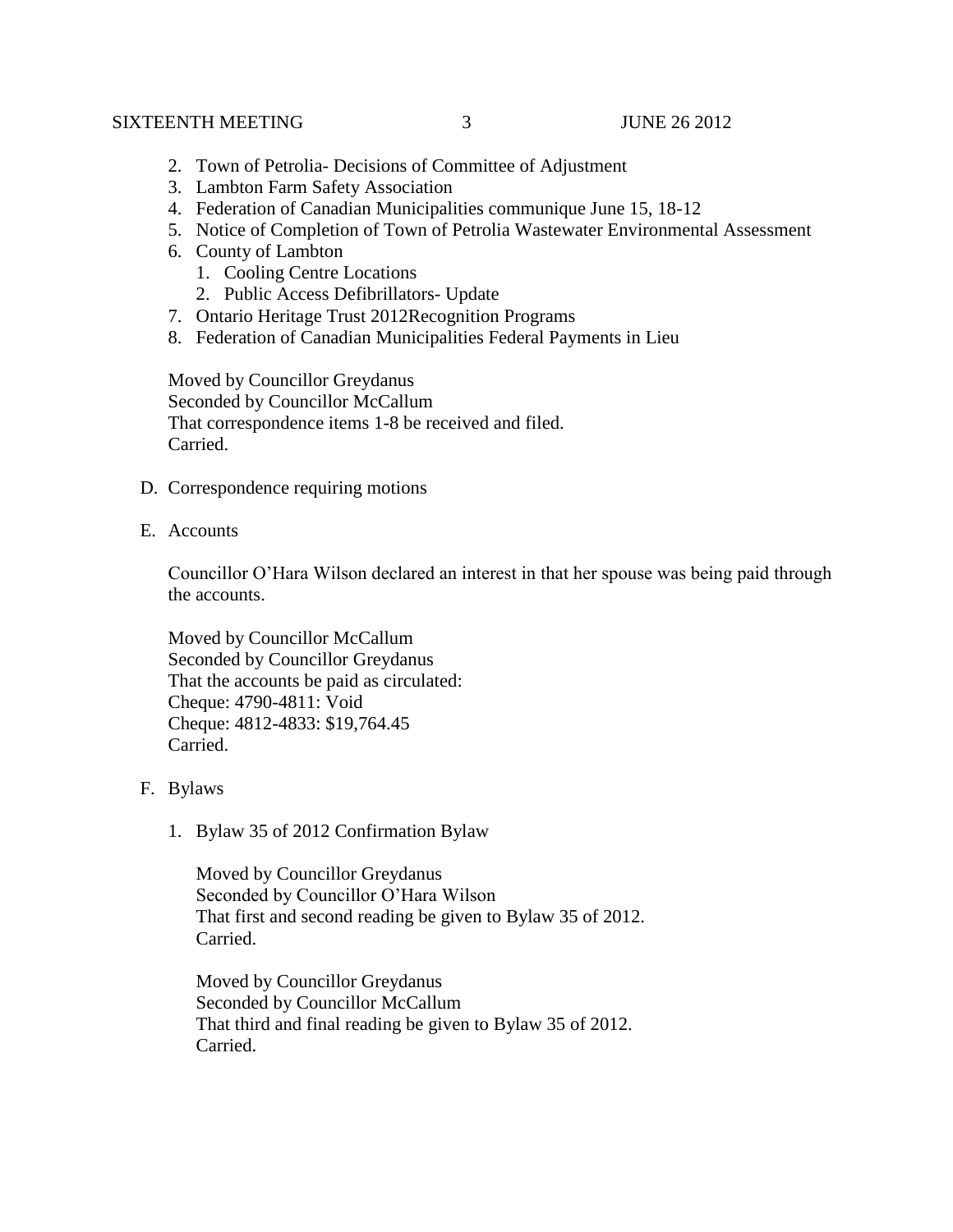2. Town of Petrolia- Decisions of Committee of Adjustment
3. Lambton Farm Safety Association
4. Federation of Canadian Municipalities communique June 15, 18-12
5. Notice of Completion of Town of Petrolia Wastewater Environmental Assessment
6. County of Lambton
   1. Cooling Centre Locations
   2. Public Access Defibrillators- Update
7. Ontario Heritage Trust 2012Recognition Programs
8. Federation of Canadian Municipalities Federal Payments in Lieu

Moved by Councillor Greydanus
Seconded by Councillor McCallum
That correspondence items 1-8 be received and filed.
Carried.

D. Correspondence requiring motions

E. Accounts

Councillor O'Hara Wilson declared an interest in that her spouse was being paid through the accounts.

Moved by Councillor McCallum
Seconded by Councillor Greydanus
That the accounts be paid as circulated:
Cheque: 4790-4811: Void
Cheque: 4812-4833: $19,764.45
Carried.

F. Bylaws

1. Bylaw 35 of 2012 Confirmation Bylaw

   Moved by Councillor Greydanus
   Seconded by Councillor O'Hara Wilson
   That first and second reading be given to Bylaw 35 of 2012.
   Carried.

   Moved by Councillor Greydanus
   Seconded by Councillor McCallum
   That third and final reading be given to Bylaw 35 of 2012.
   Carried.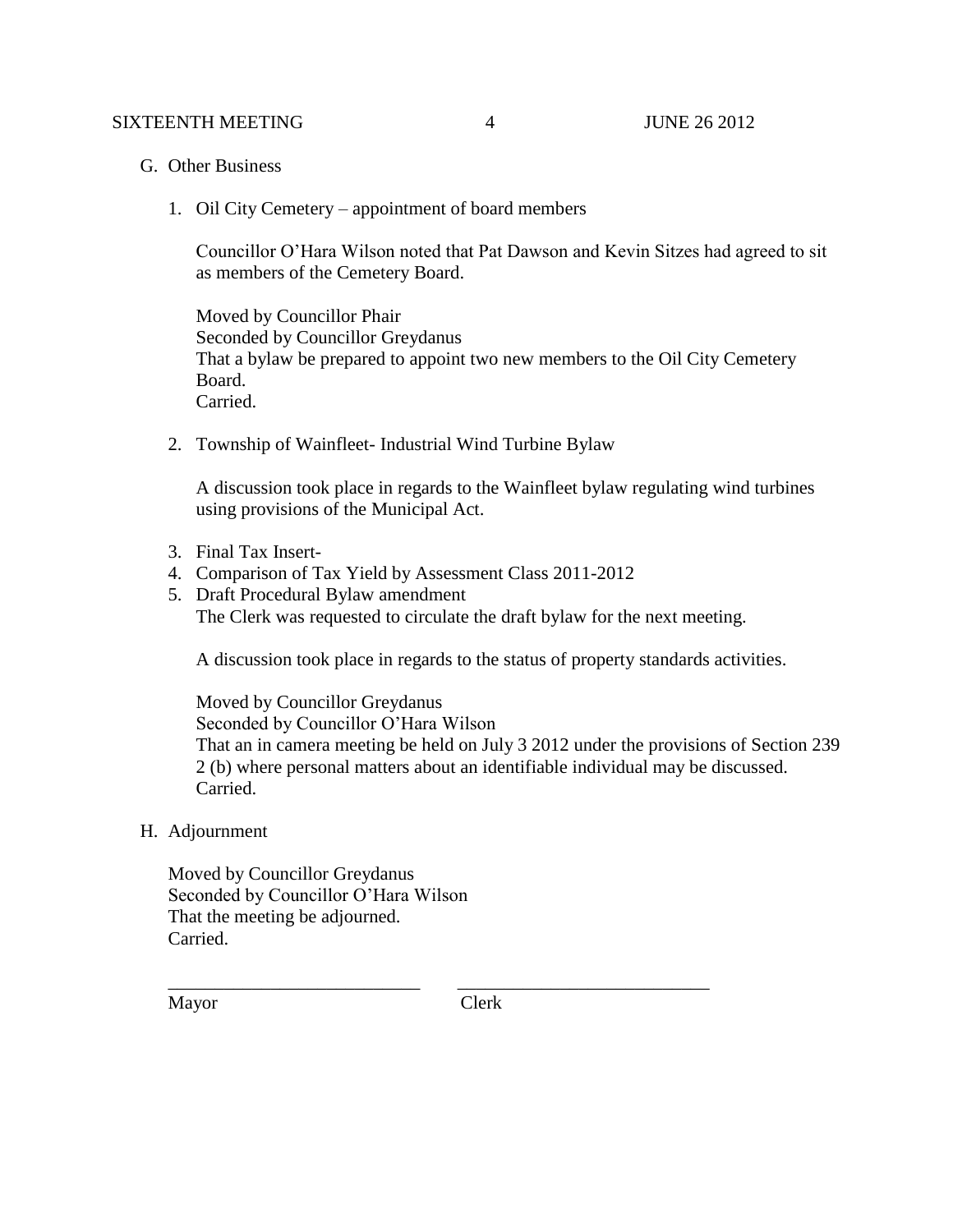G. Other Business

1. Oil City Cemetery – appointment of board members

   Councillor O'Hara Wilson noted that Pat Dawson and Kevin Sitzes had agreed to sit as members of the Cemetery Board.

   Moved by Councillor Phair
   Seconded by Councillor Greydanus
   That a bylaw be prepared to appoint two new members to the Oil City Cemetery Board.
   Carried.

2. Township of Wainfleet- Industrial Wind Turbine Bylaw

   A discussion took place in regards to the Wainfleet bylaw regulating wind turbines using provisions of the Municipal Act.

3. Final Tax Insert-
4. Comparison of Tax Yield by Assessment Class 2011-2012
5. Draft Procedural Bylaw amendment
   The Clerk was requested to circulate the draft bylaw for the next meeting.

   A discussion took place in regards to the status of property standards activities.

   Moved by Councillor Greydanus
   Seconded by Councillor O'Hara Wilson
   That an in camera meeting be held on July 3 2012 under the provisions of Section 239 2 (b) where personal matters about an identifiable individual may be discussed.
   Carried.

H. Adjournment

Moved by Councillor Greydanus
Seconded by Councillor O'Hara Wilson
That the meeting be adjourned.
Carried.

\_\_\_\_\_\_\_\_\_\_\_\_\_\_\_\_\_\_\_\_\_\_\_\_\_\_ \_\_\_\_\_\_\_\_\_\_\_\_\_\_\_\_\_\_\_\_\_\_\_\_\_\_

Mayor Clerk